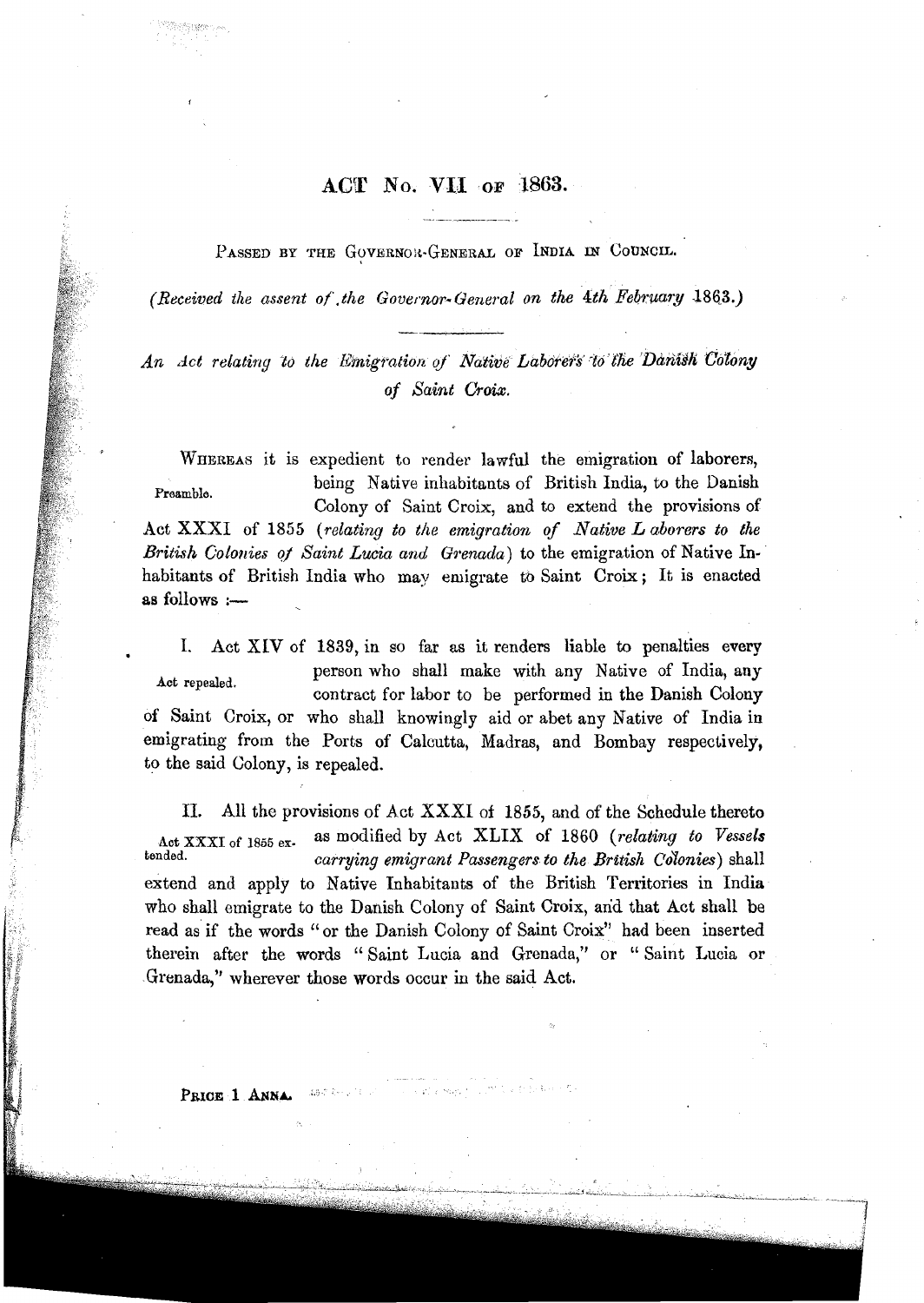# ACT No. VII of 1863.

PASSED BY THE GOVERNOR-GENERAL OF INDIA IN COUNCIL.

*(Received the assent of the Governor-General on the 4th February 1863.)*

*An Act relating to the Emigration of Native Laborers to the Danish Colony of Saint Croix.*

Preamble.

WHEREAS it is expedient to render lawful the emigration of laborers, being Native inhabitants of British India, to the Danish Colony of Saint Croix, and to extend the provisions of Act XXXI of 1855 (*relating to the emigration of Native Laborers to the British Colonies of Saint Lucia and Grenada*) to the emigration of Native Inhabitants of British India who may emigrate to Saint Croix; It is enacted as follows :—

Act repealed.

I. Act XIV of 1839, in so far as it renders liable to penalties every person who shall make with any Native of India, any contract for labor to be performed in the Danish Colony of Saint Croix, or who shall knowingly aid or abet any Native of India in emigrating from the Ports of Calcutta, Madras, and Bombay respectively, to the said Colony, is repealed.

Act XXXI of 1855 extended.

II. All the provisions of Act XXXI of 1855, and of the Schedule thereto as modified by Act XLIX of 1860 (*relating to Vessels carrying emigrant Passengers to the British Colonies*) shall extend and apply to Native Inhabitants of the British Territories in India who shall emigrate to the Danish Colony of Saint Croix, and that Act shall be read as if the words "or the Danish Colony of Saint Croix" had been inserted therein after the words "Saint Lucia and Grenada," or "Saint Lucia or Grenada," wherever those words occur in the said Act.

PRICE 1 ANNA.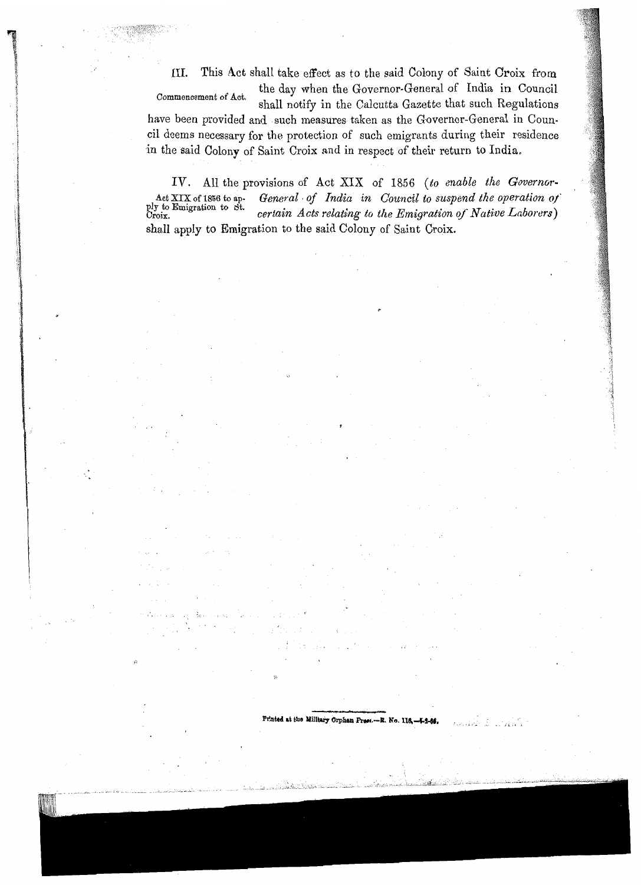III. This Act shall take effect as to the said Colony of Saint Croix from the day when the Governor-General of India in Council shall notify in the Calcutta Gazette that such Regulations have been provided and such measures taken as the Governor-General in Council deems necessary for the protection of such emigrants during their residence in the said Colony of Saint Croix and in respect of their return to India.

Commencement of Act.

IV. All the provisions of Act XIX of 1856 (*to enable the Governor-General of India in Council to suspend the operation of certain Acts relating to the Emigration of Native Laborers*) shall apply to Emigration to the said Colony of Saint Croix.

Act XIX of 1856 to apply to Emigration to St. Croix.

Printed at the Military Orphan Press.—R. No. 116,—4-2-66.